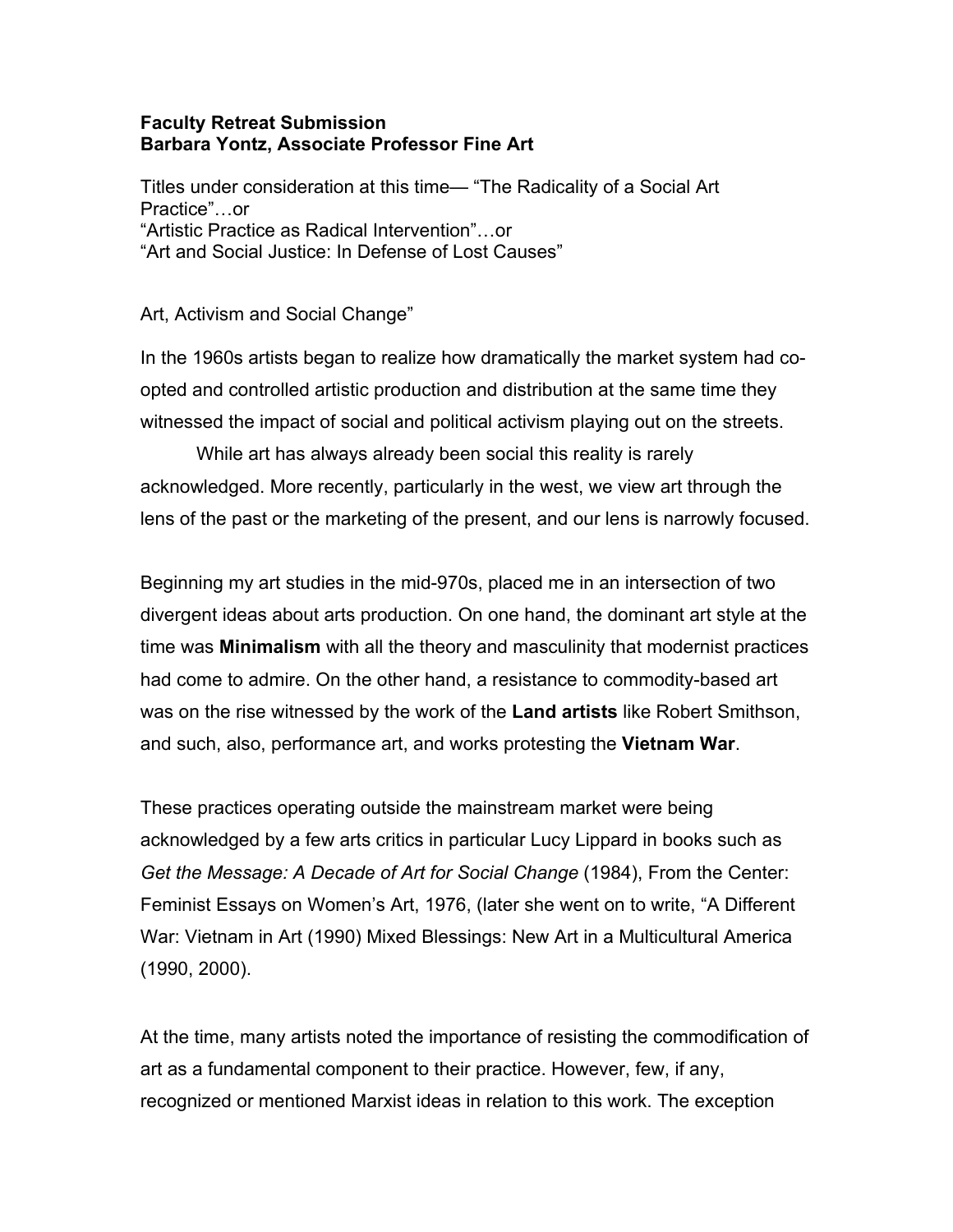**Faculty Retreat Submission**
**Barbara Yontz, Associate Professor Fine Art**

Titles under consideration at this time— "The Radicality of a Social Art Practice"…or
"Artistic Practice as Radical Intervention"…or
"Art and Social Justice: In Defense of Lost Causes"

Art, Activism and Social Change"

In the 1960s artists began to realize how dramatically the market system had co-opted and controlled artistic production and distribution at the same time they witnessed the impact of social and political activism playing out on the streets.

While art has always already been social this reality is rarely acknowledged. More recently, particularly in the west, we view art through the lens of the past or the marketing of the present, and our lens is narrowly focused.

Beginning my art studies in the mid-970s, placed me in an intersection of two divergent ideas about arts production. On one hand, the dominant art style at the time was **Minimalism** with all the theory and masculinity that modernist practices had come to admire. On the other hand, a resistance to commodity-based art was on the rise witnessed by the work of the **Land artists** like Robert Smithson, and such, also, performance art, and works protesting the **Vietnam War**.

These practices operating outside the mainstream market were being acknowledged by a few arts critics in particular Lucy Lippard in books such as *Get the Message: A Decade of Art for Social Change* (1984), From the Center: Feminist Essays on Women's Art, 1976, (later she went on to write, "A Different War: Vietnam in Art (1990) Mixed Blessings: New Art in a Multicultural America (1990, 2000).

At the time, many artists noted the importance of resisting the commodification of art as a fundamental component to their practice. However, few, if any, recognized or mentioned Marxist ideas in relation to this work. The exception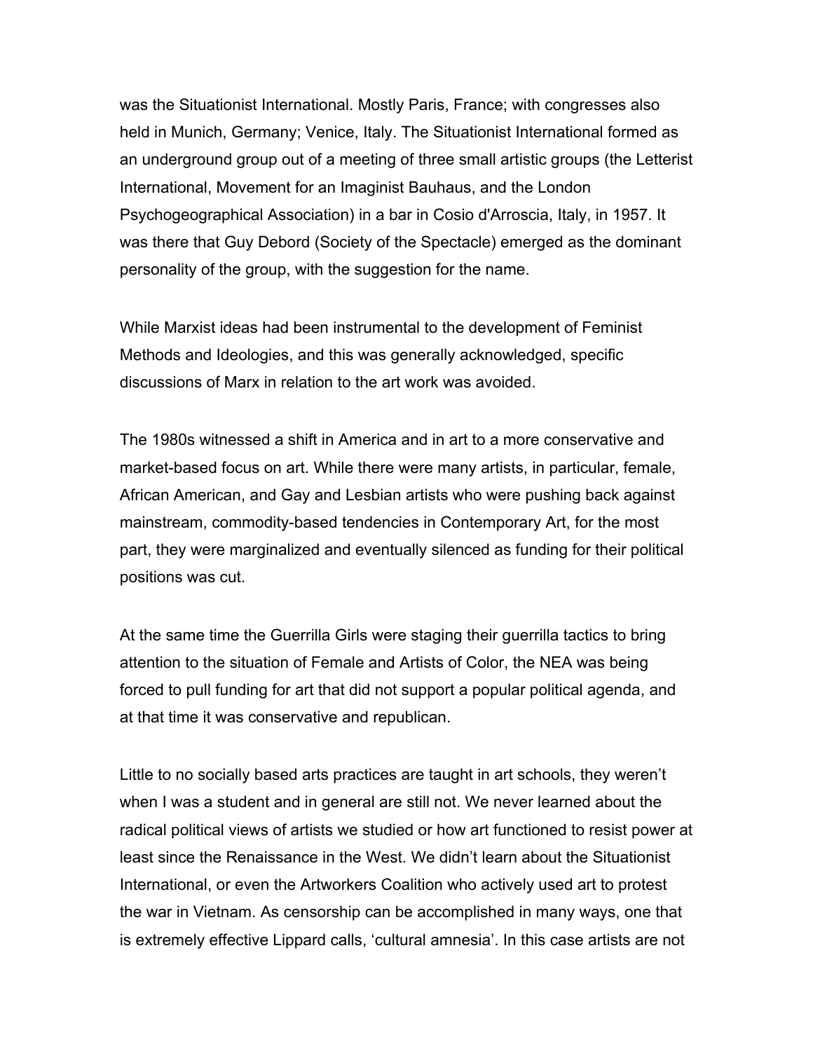was the Situationist International. Mostly Paris, France; with congresses also held in Munich, Germany; Venice, Italy. The Situationist International formed as an underground group out of a meeting of three small artistic groups (the Letterist International, Movement for an Imaginist Bauhaus, and the London Psychogeographical Association) in a bar in Cosio d'Arroscia, Italy, in 1957. It was there that Guy Debord (Society of the Spectacle) emerged as the dominant personality of the group, with the suggestion for the name.

While Marxist ideas had been instrumental to the development of Feminist Methods and Ideologies, and this was generally acknowledged, specific discussions of Marx in relation to the art work was avoided.

The 1980s witnessed a shift in America and in art to a more conservative and market-based focus on art. While there were many artists, in particular, female, African American, and Gay and Lesbian artists who were pushing back against mainstream, commodity-based tendencies in Contemporary Art, for the most part, they were marginalized and eventually silenced as funding for their political positions was cut.

At the same time the Guerrilla Girls were staging their guerrilla tactics to bring attention to the situation of Female and Artists of Color, the NEA was being forced to pull funding for art that did not support a popular political agenda, and at that time it was conservative and republican.

Little to no socially based arts practices are taught in art schools, they weren't when I was a student and in general are still not. We never learned about the radical political views of artists we studied or how art functioned to resist power at least since the Renaissance in the West. We didn't learn about the Situationist International, or even the Artworkers Coalition who actively used art to protest the war in Vietnam. As censorship can be accomplished in many ways, one that is extremely effective Lippard calls, 'cultural amnesia'. In this case artists are not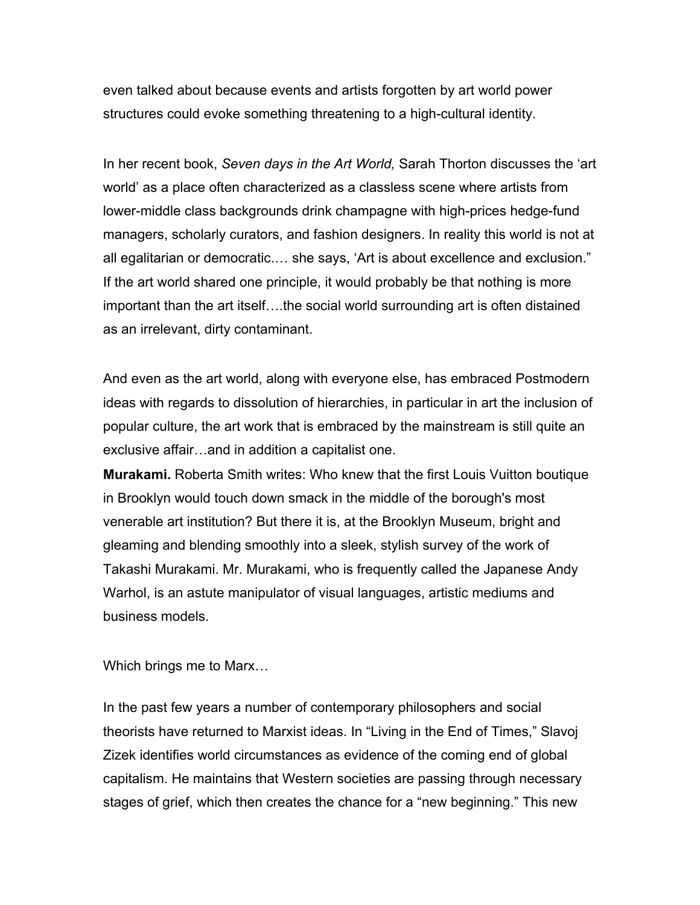even talked about because events and artists forgotten by art world power structures could evoke something threatening to a high-cultural identity.

In her recent book, *Seven days in the Art World,* Sarah Thorton discusses the 'art world' as a place often characterized as a classless scene where artists from lower-middle class backgrounds drink champagne with high-prices hedge-fund managers, scholarly curators, and fashion designers. In reality this world is not at all egalitarian or democratic.… she says, 'Art is about excellence and exclusion." If the art world shared one principle, it would probably be that nothing is more important than the art itself….the social world surrounding art is often distained as an irrelevant, dirty contaminant.

And even as the art world, along with everyone else, has embraced Postmodern ideas with regards to dissolution of hierarchies, in particular in art the inclusion of popular culture, the art work that is embraced by the mainstream is still quite an exclusive affair…and in addition a capitalist one.
**Murakami.** Roberta Smith writes: Who knew that the first Louis Vuitton boutique in Brooklyn would touch down smack in the middle of the borough's most venerable art institution? But there it is, at the Brooklyn Museum, bright and gleaming and blending smoothly into a sleek, stylish survey of the work of Takashi Murakami. Mr. Murakami, who is frequently called the Japanese Andy Warhol, is an astute manipulator of visual languages, artistic mediums and business models.

Which brings me to Marx…

In the past few years a number of contemporary philosophers and social theorists have returned to Marxist ideas. In "Living in the End of Times," Slavoj Zizek identifies world circumstances as evidence of the coming end of global capitalism. He maintains that Western societies are passing through necessary stages of grief, which then creates the chance for a "new beginning." This new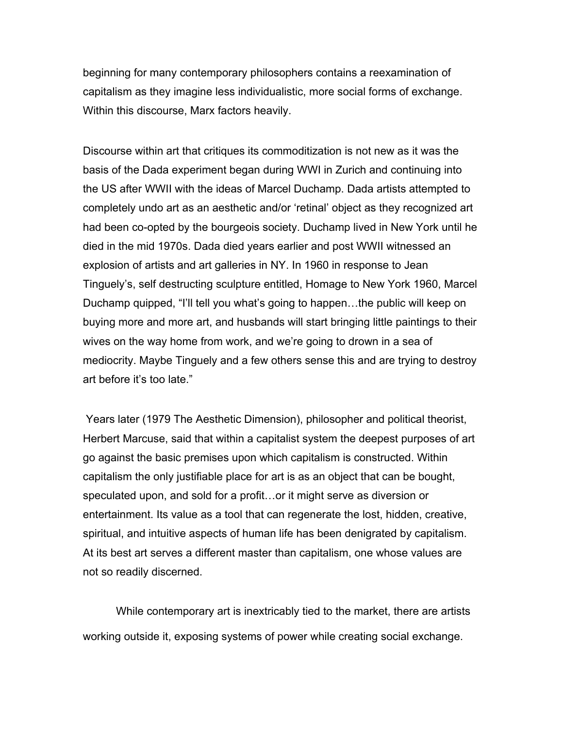beginning for many contemporary philosophers contains a reexamination of capitalism as they imagine less individualistic, more social forms of exchange. Within this discourse, Marx factors heavily.

Discourse within art that critiques its commoditization is not new as it was the basis of the Dada experiment began during WWI in Zurich and continuing into the US after WWII with the ideas of Marcel Duchamp. Dada artists attempted to completely undo art as an aesthetic and/or 'retinal' object as they recognized art had been co-opted by the bourgeois society. Duchamp lived in New York until he died in the mid 1970s. Dada died years earlier and post WWII witnessed an explosion of artists and art galleries in NY. In 1960 in response to Jean Tinguely's, self destructing sculpture entitled, Homage to New York 1960, Marcel Duchamp quipped, "I'll tell you what's going to happen…the public will keep on buying more and more art, and husbands will start bringing little paintings to their wives on the way home from work, and we're going to drown in a sea of mediocrity. Maybe Tinguely and a few others sense this and are trying to destroy art before it's too late."

Years later (1979 The Aesthetic Dimension), philosopher and political theorist, Herbert Marcuse, said that within a capitalist system the deepest purposes of art go against the basic premises upon which capitalism is constructed. Within capitalism the only justifiable place for art is as an object that can be bought, speculated upon, and sold for a profit…or it might serve as diversion or entertainment. Its value as a tool that can regenerate the lost, hidden, creative, spiritual, and intuitive aspects of human life has been denigrated by capitalism. At its best art serves a different master than capitalism, one whose values are not so readily discerned.

While contemporary art is inextricably tied to the market, there are artists working outside it, exposing systems of power while creating social exchange.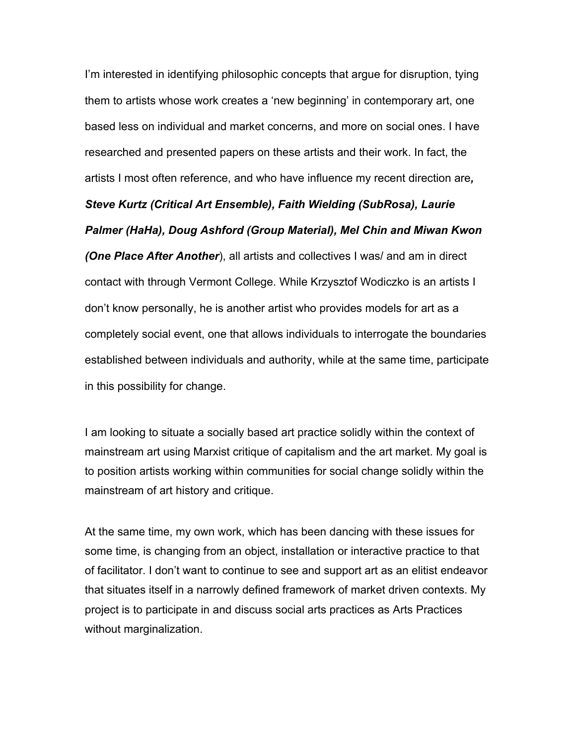I'm interested in identifying philosophic concepts that argue for disruption, tying them to artists whose work creates a 'new beginning' in contemporary art, one based less on individual and market concerns, and more on social ones. I have researched and presented papers on these artists and their work. In fact, the artists I most often reference, and who have influence my recent direction are***, Steve Kurtz (Critical Art Ensemble), Faith Wielding (SubRosa), Laurie Palmer (HaHa), Doug Ashford (Group Material), Mel Chin and Miwan Kwon (One Place After Another***), all artists and collectives I was/ and am in direct contact with through Vermont College. While Krzysztof Wodiczko is an artists I don't know personally, he is another artist who provides models for art as a completely social event, one that allows individuals to interrogate the boundaries established between individuals and authority, while at the same time, participate in this possibility for change.

I am looking to situate a socially based art practice solidly within the context of mainstream art using Marxist critique of capitalism and the art market. My goal is to position artists working within communities for social change solidly within the mainstream of art history and critique.

At the same time, my own work, which has been dancing with these issues for some time, is changing from an object, installation or interactive practice to that of facilitator. I don't want to continue to see and support art as an elitist endeavor that situates itself in a narrowly defined framework of market driven contexts. My project is to participate in and discuss social arts practices as Arts Practices without marginalization.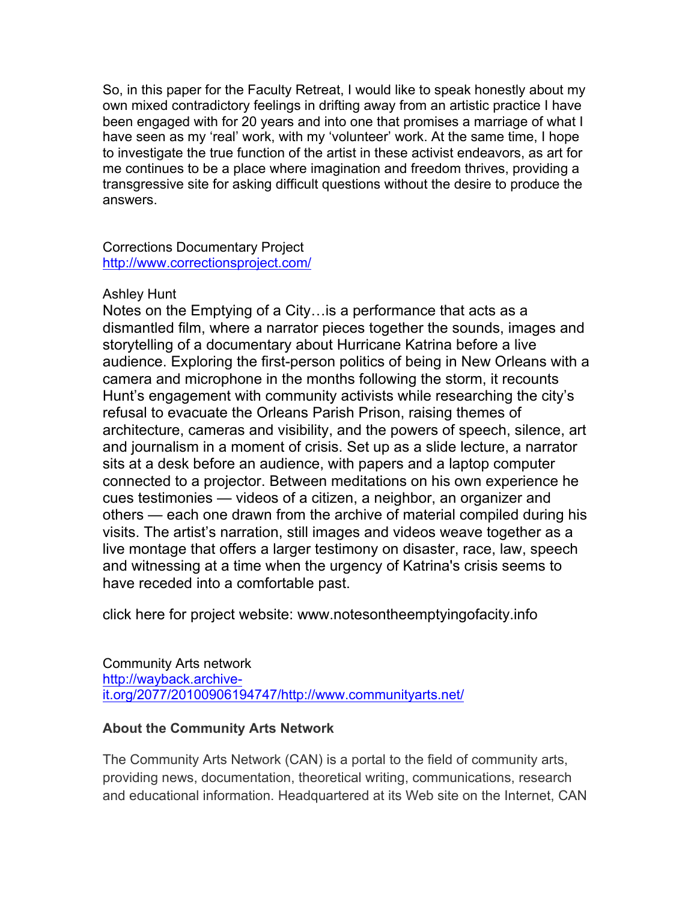So, in this paper for the Faculty Retreat, I would like to speak honestly about my own mixed contradictory feelings in drifting away from an artistic practice I have been engaged with for 20 years and into one that promises a marriage of what I have seen as my 'real' work, with my 'volunteer' work. At the same time, I hope to investigate the true function of the artist in these activist endeavors, as art for me continues to be a place where imagination and freedom thrives, providing a transgressive site for asking difficult questions without the desire to produce the answers.

Corrections Documentary Project
http://www.correctionsproject.com/

Ashley Hunt
Notes on the Emptying of a City…is a performance that acts as a dismantled film, where a narrator pieces together the sounds, images and storytelling of a documentary about Hurricane Katrina before a live audience. Exploring the first-person politics of being in New Orleans with a camera and microphone in the months following the storm, it recounts Hunt's engagement with community activists while researching the city's refusal to evacuate the Orleans Parish Prison, raising themes of architecture, cameras and visibility, and the powers of speech, silence, art and journalism in a moment of crisis. Set up as a slide lecture, a narrator sits at a desk before an audience, with papers and a laptop computer connected to a projector. Between meditations on his own experience he cues testimonies — videos of a citizen, a neighbor, an organizer and others — each one drawn from the archive of material compiled during his visits. The artist's narration, still images and videos weave together as a live montage that offers a larger testimony on disaster, race, law, speech and witnessing at a time when the urgency of Katrina's crisis seems to have receded into a comfortable past.

click here for project website: www.notesontheemptyingofacity.info

Community Arts network
http://wayback.archive-it.org/2077/20100906194747/http://www.communityarts.net/

**About the Community Arts Network**

The Community Arts Network (CAN) is a portal to the field of community arts, providing news, documentation, theoretical writing, communications, research and educational information. Headquartered at its Web site on the Internet, CAN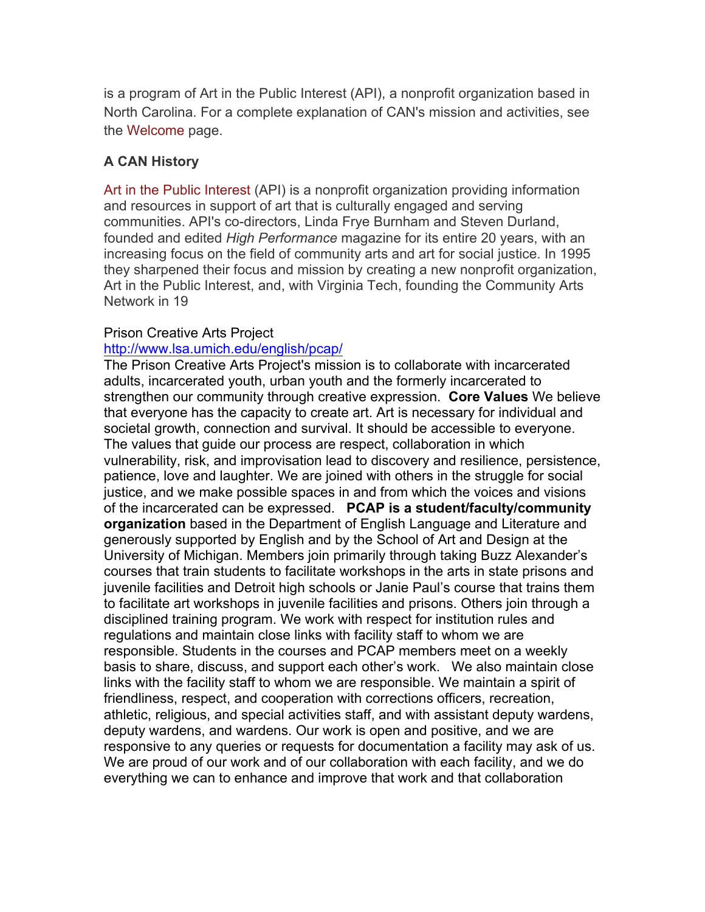is a program of Art in the Public Interest (API), a nonprofit organization based in North Carolina. For a complete explanation of CAN's mission and activities, see the Welcome page.

**A CAN History**

Art in the Public Interest (API) is a nonprofit organization providing information and resources in support of art that is culturally engaged and serving communities. API's co-directors, Linda Frye Burnham and Steven Durland, founded and edited *High Performance* magazine for its entire 20 years, with an increasing focus on the field of community arts and art for social justice. In 1995 they sharpened their focus and mission by creating a new nonprofit organization, Art in the Public Interest, and, with Virginia Tech, founding the Community Arts Network in 19

Prison Creative Arts Project
http://www.lsa.umich.edu/english/pcap/
The Prison Creative Arts Project's mission is to collaborate with incarcerated adults, incarcerated youth, urban youth and the formerly incarcerated to strengthen our community through creative expression. **Core Values** We believe that everyone has the capacity to create art. Art is necessary for individual and societal growth, connection and survival. It should be accessible to everyone. The values that guide our process are respect, collaboration in which vulnerability, risk, and improvisation lead to discovery and resilience, persistence, patience, love and laughter. We are joined with others in the struggle for social justice, and we make possible spaces in and from which the voices and visions of the incarcerated can be expressed. **PCAP is a student/faculty/community organization** based in the Department of English Language and Literature and generously supported by English and by the School of Art and Design at the University of Michigan. Members join primarily through taking Buzz Alexander's courses that train students to facilitate workshops in the arts in state prisons and juvenile facilities and Detroit high schools or Janie Paul's course that trains them to facilitate art workshops in juvenile facilities and prisons. Others join through a disciplined training program. We work with respect for institution rules and regulations and maintain close links with facility staff to whom we are responsible. Students in the courses and PCAP members meet on a weekly basis to share, discuss, and support each other's work. We also maintain close links with the facility staff to whom we are responsible. We maintain a spirit of friendliness, respect, and cooperation with corrections officers, recreation, athletic, religious, and special activities staff, and with assistant deputy wardens, deputy wardens, and wardens. Our work is open and positive, and we are responsive to any queries or requests for documentation a facility may ask of us. We are proud of our work and of our collaboration with each facility, and we do everything we can to enhance and improve that work and that collaboration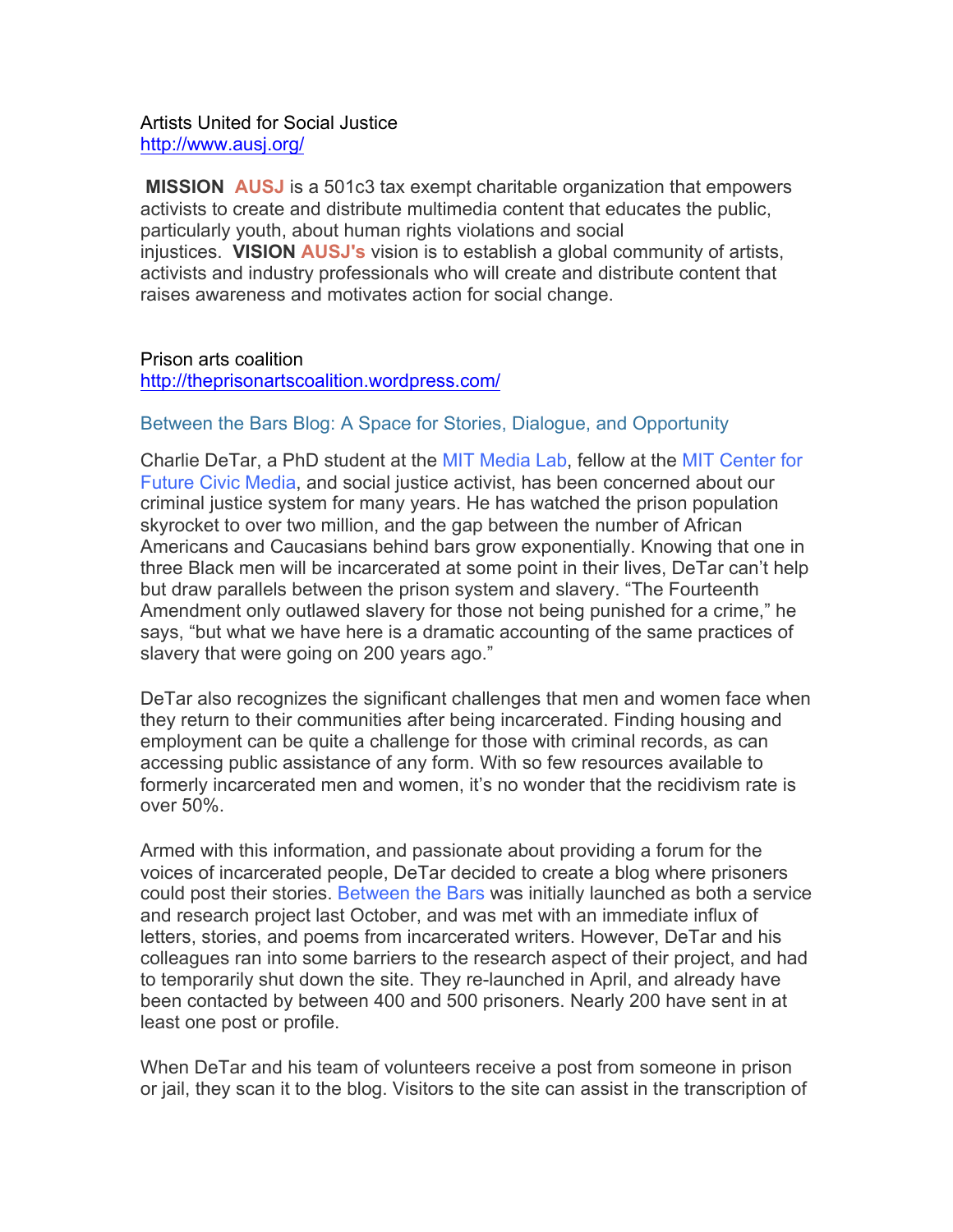Artists United for Social Justice
http://www.ausj.org/

**MISSION** **AUSJ** is a 501c3 tax exempt charitable organization that empowers activists to create and distribute multimedia content that educates the public, particularly youth, about human rights violations and social injustices. **VISION** **AUSJ's** vision is to establish a global community of artists, activists and industry professionals who will create and distribute content that raises awareness and motivates action for social change.

Prison arts coalition
http://theprisonartscoalition.wordpress.com/

Between the Bars Blog: A Space for Stories, Dialogue, and Opportunity

Charlie DeTar, a PhD student at the MIT Media Lab, fellow at the MIT Center for Future Civic Media, and social justice activist, has been concerned about our criminal justice system for many years. He has watched the prison population skyrocket to over two million, and the gap between the number of African Americans and Caucasians behind bars grow exponentially. Knowing that one in three Black men will be incarcerated at some point in their lives, DeTar can't help but draw parallels between the prison system and slavery. "The Fourteenth Amendment only outlawed slavery for those not being punished for a crime," he says, "but what we have here is a dramatic accounting of the same practices of slavery that were going on 200 years ago."

DeTar also recognizes the significant challenges that men and women face when they return to their communities after being incarcerated. Finding housing and employment can be quite a challenge for those with criminal records, as can accessing public assistance of any form. With so few resources available to formerly incarcerated men and women, it's no wonder that the recidivism rate is over 50%.

Armed with this information, and passionate about providing a forum for the voices of incarcerated people, DeTar decided to create a blog where prisoners could post their stories. Between the Bars was initially launched as both a service and research project last October, and was met with an immediate influx of letters, stories, and poems from incarcerated writers. However, DeTar and his colleagues ran into some barriers to the research aspect of their project, and had to temporarily shut down the site. They re-launched in April, and already have been contacted by between 400 and 500 prisoners. Nearly 200 have sent in at least one post or profile.

When DeTar and his team of volunteers receive a post from someone in prison or jail, they scan it to the blog. Visitors to the site can assist in the transcription of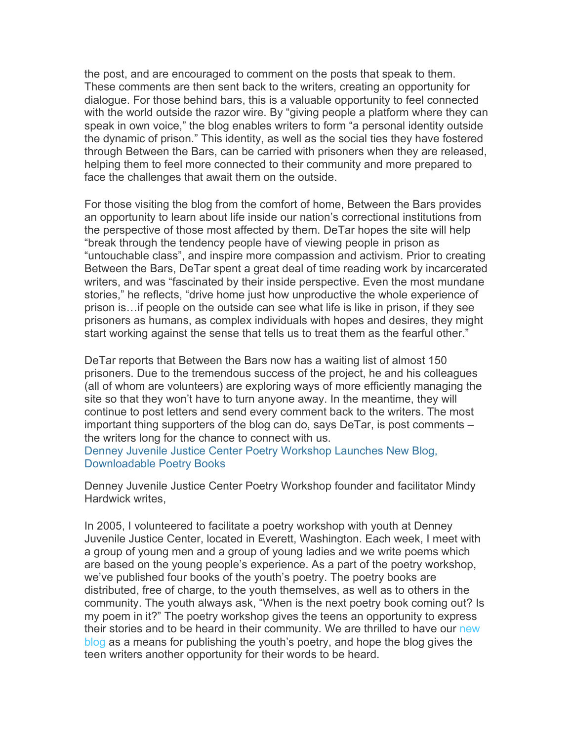the post, and are encouraged to comment on the posts that speak to them. These comments are then sent back to the writers, creating an opportunity for dialogue. For those behind bars, this is a valuable opportunity to feel connected with the world outside the razor wire. By "giving people a platform where they can speak in own voice," the blog enables writers to form "a personal identity outside the dynamic of prison." This identity, as well as the social ties they have fostered through Between the Bars, can be carried with prisoners when they are released, helping them to feel more connected to their community and more prepared to face the challenges that await them on the outside.

For those visiting the blog from the comfort of home, Between the Bars provides an opportunity to learn about life inside our nation's correctional institutions from the perspective of those most affected by them. DeTar hopes the site will help "break through the tendency people have of viewing people in prison as "untouchable class", and inspire more compassion and activism. Prior to creating Between the Bars, DeTar spent a great deal of time reading work by incarcerated writers, and was "fascinated by their inside perspective. Even the most mundane stories," he reflects, "drive home just how unproductive the whole experience of prison is…if people on the outside can see what life is like in prison, if they see prisoners as humans, as complex individuals with hopes and desires, they might start working against the sense that tells us to treat them as the fearful other."

DeTar reports that Between the Bars now has a waiting list of almost 150 prisoners. Due to the tremendous success of the project, he and his colleagues (all of whom are volunteers) are exploring ways of more efficiently managing the site so that they won't have to turn anyone away. In the meantime, they will continue to post letters and send every comment back to the writers. The most important thing supporters of the blog can do, says DeTar, is post comments – the writers long for the chance to connect with us.

## Denney Juvenile Justice Center Poetry Workshop Launches New Blog, Downloadable Poetry Books

Denney Juvenile Justice Center Poetry Workshop founder and facilitator Mindy Hardwick writes,

In 2005, I volunteered to facilitate a poetry workshop with youth at Denney Juvenile Justice Center, located in Everett, Washington. Each week, I meet with a group of young men and a group of young ladies and we write poems which are based on the young people's experience. As a part of the poetry workshop, we've published four books of the youth's poetry. The poetry books are distributed, free of charge, to the youth themselves, as well as to others in the community. The youth always ask, "When is the next poetry book coming out? Is my poem in it?" The poetry workshop gives the teens an opportunity to express their stories and to be heard in their community. We are thrilled to have our new blog as a means for publishing the youth's poetry, and hope the blog gives the teen writers another opportunity for their words to be heard.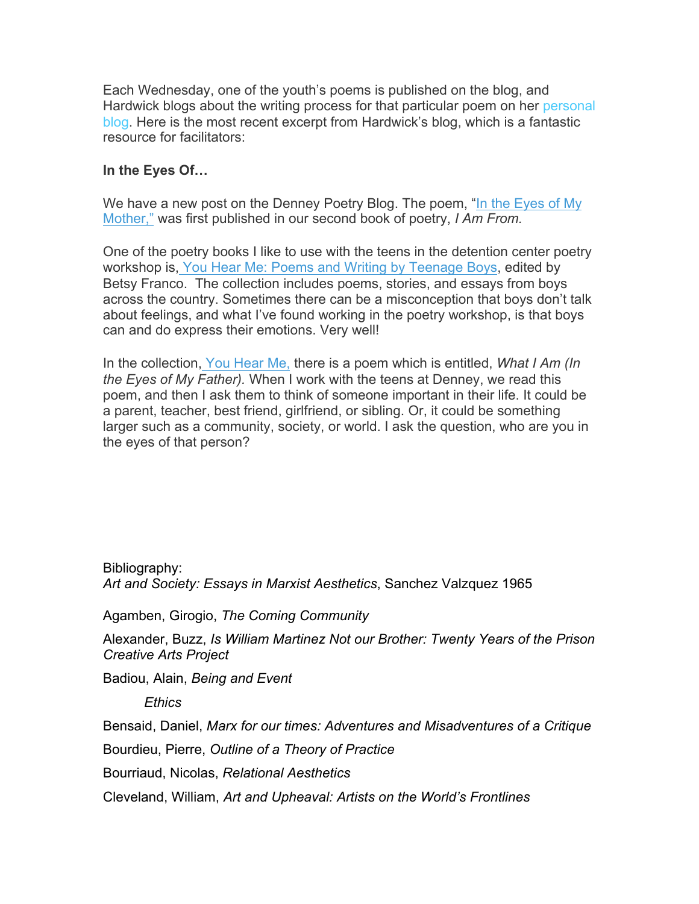Each Wednesday, one of the youth's poems is published on the blog, and Hardwick blogs about the writing process for that particular poem on her personal blog. Here is the most recent excerpt from Hardwick's blog, which is a fantastic resource for facilitators:

**In the Eyes Of…**

We have a new post on the Denney Poetry Blog. The poem, "In the Eyes of My Mother," was first published in our second book of poetry, *I Am From.*

One of the poetry books I like to use with the teens in the detention center poetry workshop is, You Hear Me: Poems and Writing by Teenage Boys, edited by Betsy Franco. The collection includes poems, stories, and essays from boys across the country. Sometimes there can be a misconception that boys don't talk about feelings, and what I've found working in the poetry workshop, is that boys can and do express their emotions. Very well!

In the collection, You Hear Me, there is a poem which is entitled, *What I Am (In the Eyes of My Father).* When I work with the teens at Denney, we read this poem, and then I ask them to think of someone important in their life. It could be a parent, teacher, best friend, girlfriend, or sibling. Or, it could be something larger such as a community, society, or world. I ask the question, who are you in the eyes of that person?

Bibliography:
*Art and Society: Essays in Marxist Aesthetics*, Sanchez Valzquez 1965

Agamben, Girogio, *The Coming Community*

Alexander, Buzz, *Is William Martinez Not our Brother: Twenty Years of the Prison Creative Arts Project*

Badiou, Alain, *Being and Event*

*Ethics*

Bensaid, Daniel, *Marx for our times: Adventures and Misadventures of a Critique*

Bourdieu, Pierre, *Outline of a Theory of Practice*

Bourriaud, Nicolas, *Relational Aesthetics*

Cleveland, William, *Art and Upheaval: Artists on the World's Frontlines*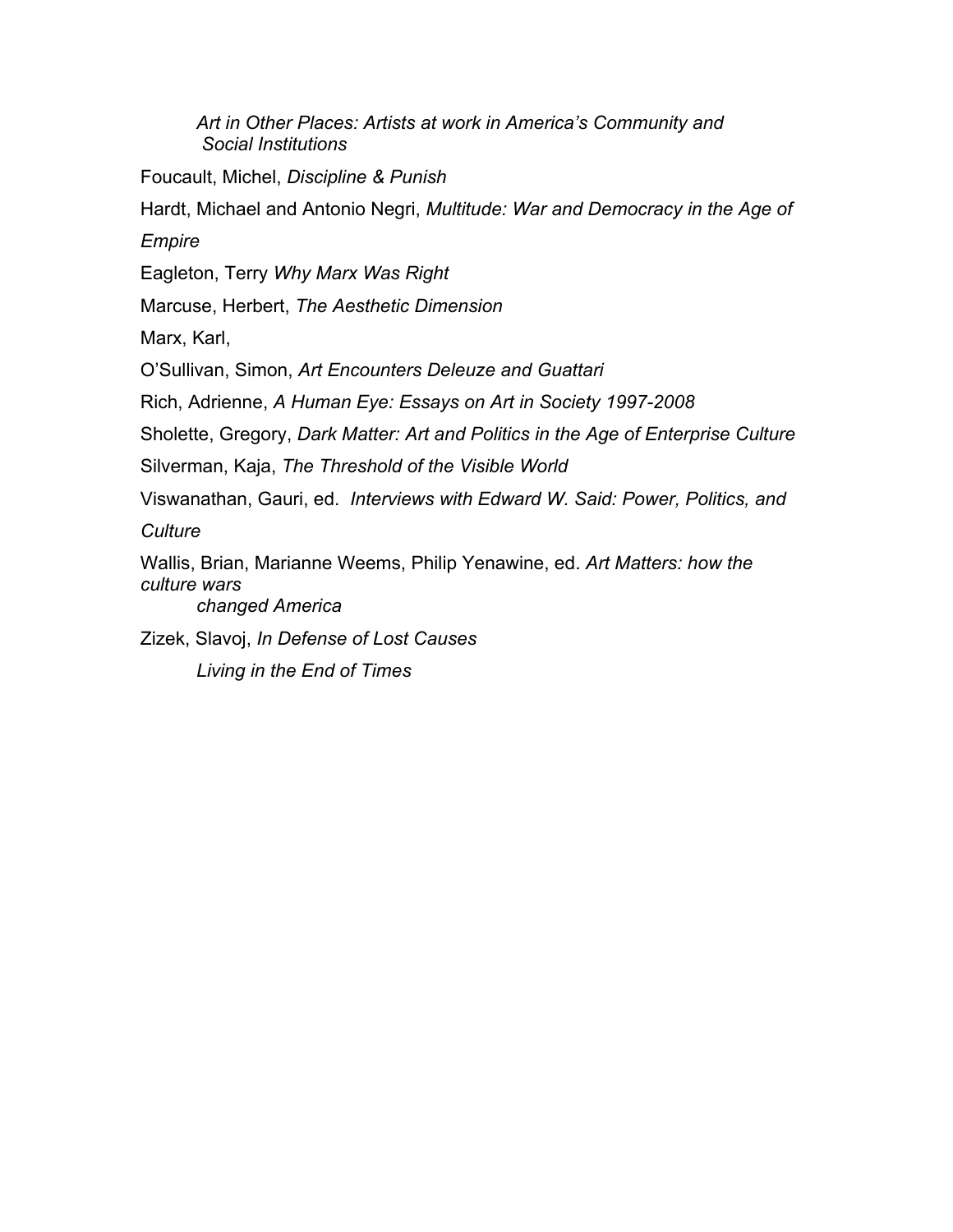*Art in Other Places: Artists at work in America's Community and Social Institutions*

Foucault, Michel, *Discipline & Punish*

Hardt, Michael and Antonio Negri, *Multitude: War and Democracy in the Age of Empire*

Eagleton, Terry *Why Marx Was Right*

Marcuse, Herbert, *The Aesthetic Dimension*

Marx, Karl,

O'Sullivan, Simon, *Art Encounters Deleuze and Guattari*

Rich, Adrienne, *A Human Eye: Essays on Art in Society 1997-2008*

Sholette, Gregory, *Dark Matter: Art and Politics in the Age of Enterprise Culture*

Silverman, Kaja, *The Threshold of the Visible World*

Viswanathan, Gauri, ed. *Interviews with Edward W. Said: Power, Politics, and Culture*

Wallis, Brian, Marianne Weems, Philip Yenawine, ed. *Art Matters: how the culture wars changed America*

Zizek, Slavoj, *In Defense of Lost Causes*

*Living in the End of Times*